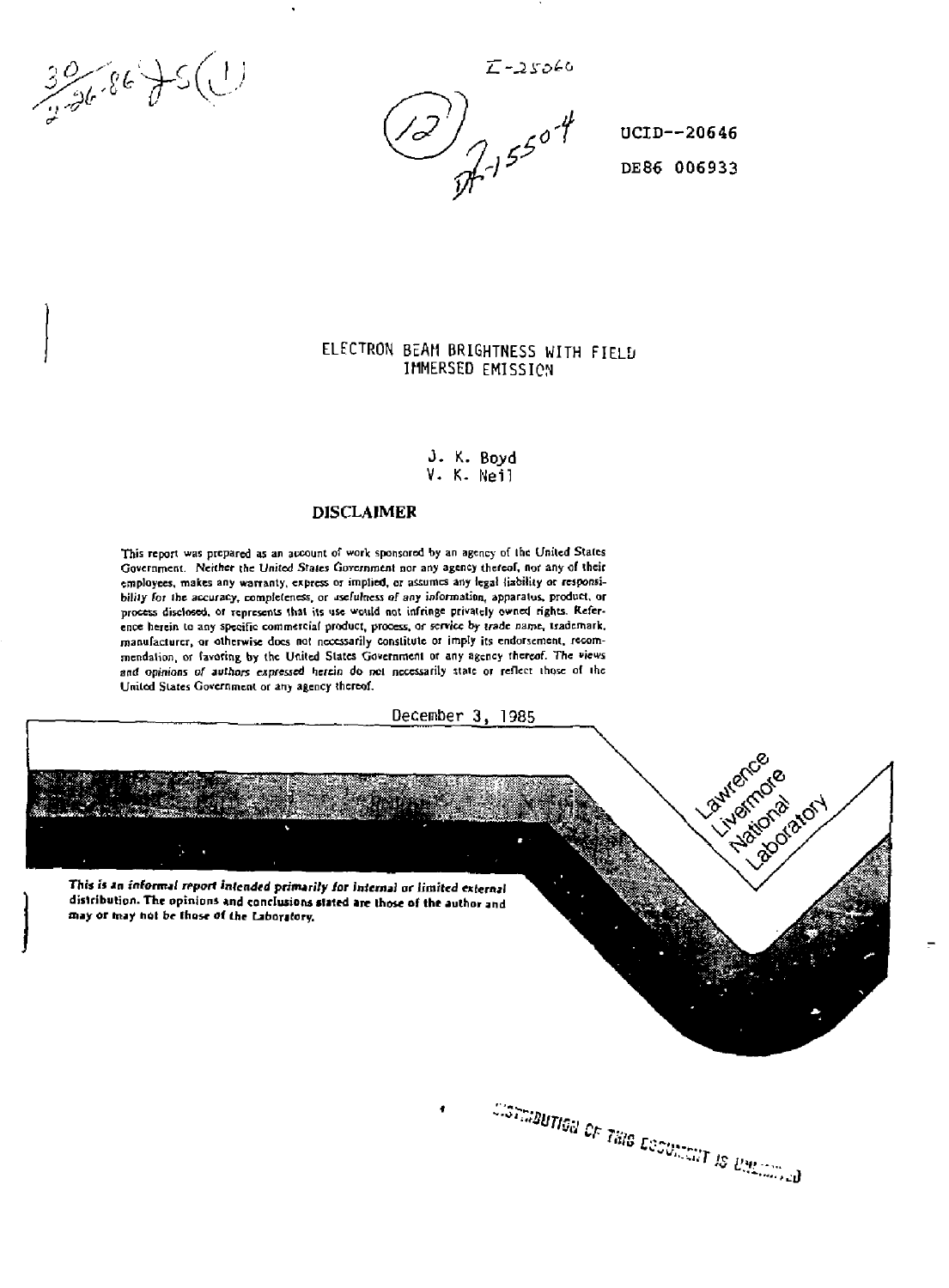UCID--20646

DE86 006933

# ELECTRON BEAM BRIGHTNESS WITH FIELD IMMERSED EMISSION

J. K. Boyd

V. K. Neil

## DISCLAIMER

This report was prepared as an account of work sponsored by an agency of the United States Government. Neither the United States Government nor any agency thereof, nor any of their employees, makes any warranty, express or implied, or assumes any legal liability or responsibility for the accuracy, completeness, or usefulness of any information, apparatus, product, or process disclosed, or represents that its use would not infringe privately owned rights. Reference herein to any specific commercial product, process, or service by trade name, trademark, manufacturer, or otherwise does not necessarily constitute or imply its endorsement, recommendation, or favoring by the United States Government or any agency thereof. The views and opinions of authors expressed herein do not necessarily state or reflect those of the United States Government or any agency thereof.

December 3, 1985

Lawrence Livermore National Laboratory

***This is an informal report intended primarily for internal or limited external distribution. The opinions and conclusions stated are those of the author and may or may not be those of the Laboratory.***

DISTRIBUTION OF THIS DOCUMENT IS UNLIMITED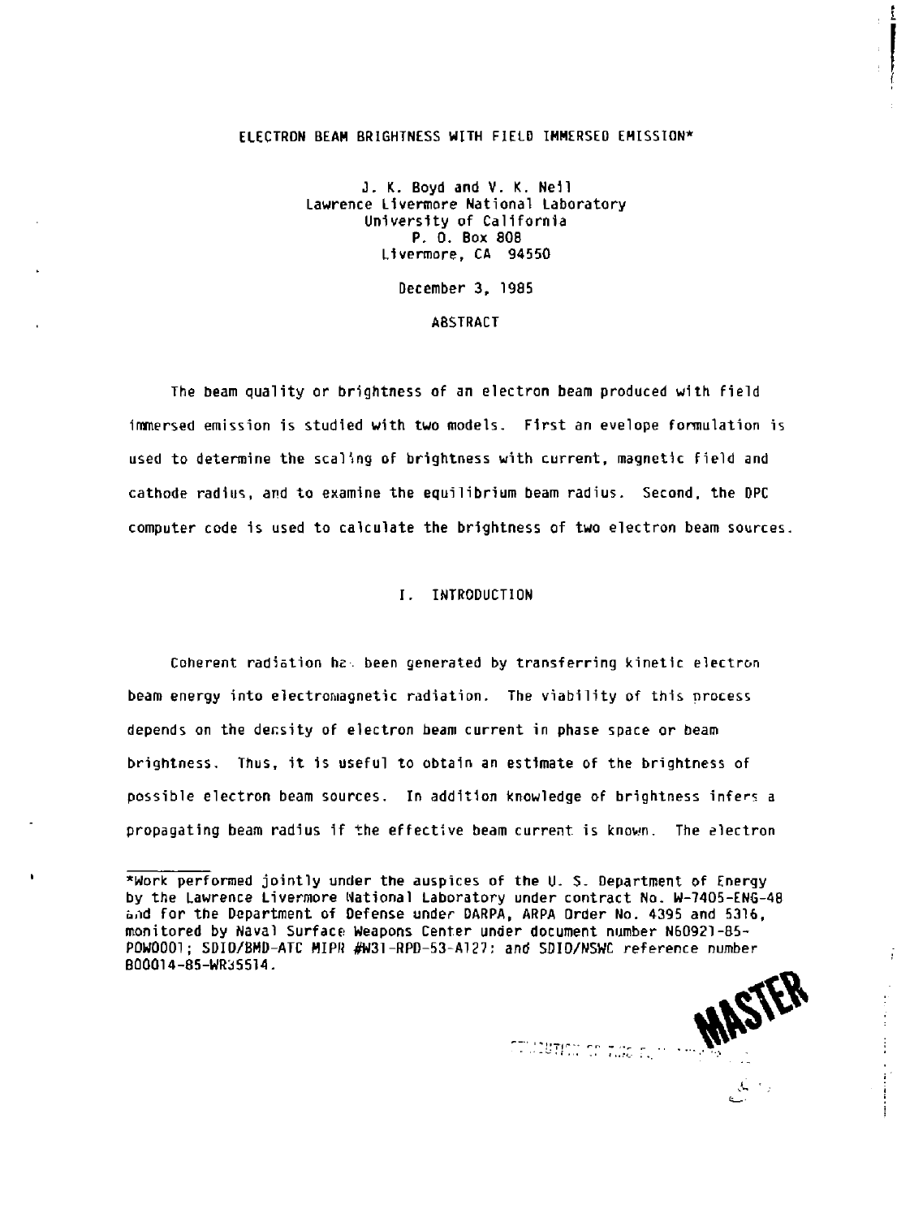ELECTRON BEAM BRIGHTNESS WITH FIELD IMMERSED EMISSION*

J. K. Boyd and V. K. Neil
Lawrence Livermore National Laboratory
University of California
P. O. Box 808
Livermore, CA 94550

December 3, 1985

ABSTRACT

The beam quality or brightness of an electron beam produced with field immersed emission is studied with two models. First an evelope formulation is used to determine the scaling of brightness with current, magnetic field and cathode radius, and to examine the equilibrium beam radius. Second, the DPC computer code is used to calculate the brightness of two electron beam sources.

## I. INTRODUCTION

Coherent radiation has been generated by transferring kinetic electron beam energy into electromagnetic radiation. The viability of this process depends on the density of electron beam current in phase space or beam brightness. Thus, it is useful to obtain an estimate of the brightness of possible electron beam sources. In addition knowledge of brightness infers a propagating beam radius if the effective beam current is known. The electron

*Work performed jointly under the auspices of the U. S. Department of Energy by the Lawrence Livermore National Laboratory under contract No. W-7405-ENG-48 and for the Department of Defense under DARPA, ARPA Order No. 4395 and 5316, monitored by Naval Surface Weapons Center under document number N60921-85-POW0001; SDIO/BMD-ATC MIPR #W31-RPD-53-A127; and SDIO/NSWC reference number B00014-85-WR35514.

MASTER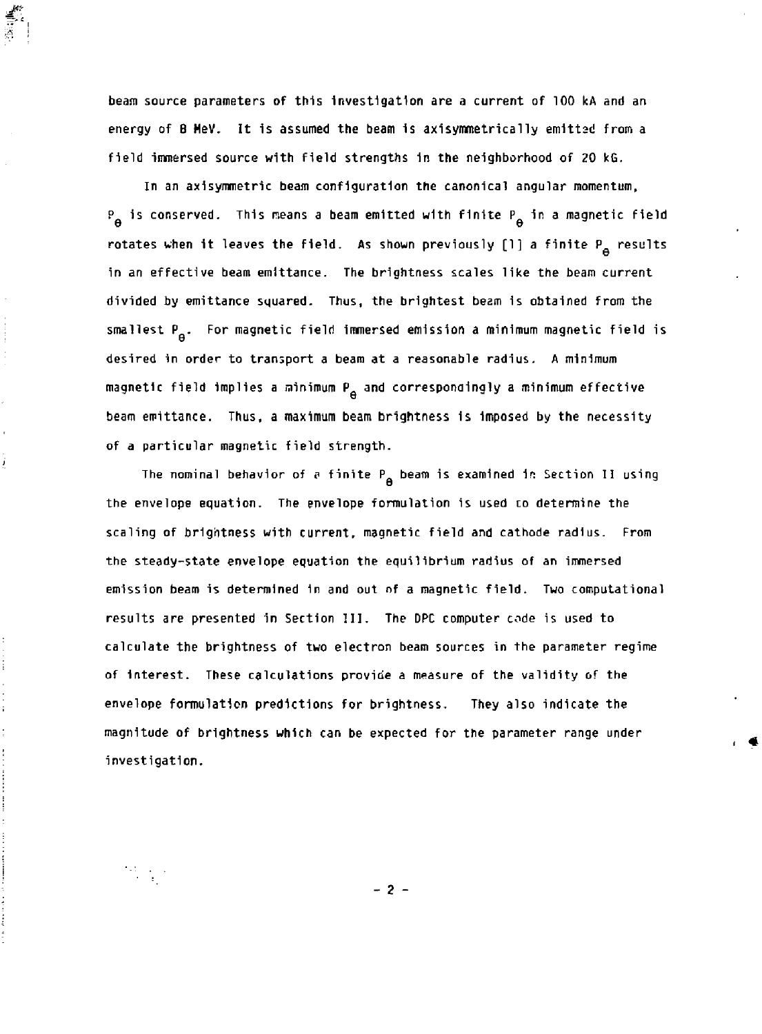beam source parameters of this investigation are a current of 100 kA and an energy of 8 MeV. It is assumed the beam is axisymmetrically emitted from a field immersed source with field strengths in the neighborhood of 20 kG.

In an axisymmetric beam configuration the canonical angular momentum, $P_\theta$ is conserved. This means a beam emitted with finite $P_\theta$ in a magnetic field rotates when it leaves the field. As shown previously [1] a finite $P_\theta$ results in an effective beam emittance. The brightness scales like the beam current divided by emittance squared. Thus, the brightest beam is obtained from the smallest $P_\theta$. For magnetic field immersed emission a minimum magnetic field is desired in order to transport a beam at a reasonable radius. A minimum magnetic field implies a minimum $P_\theta$ and correspondingly a minimum effective beam emittance. Thus, a maximum beam brightness is imposed by the necessity of a particular magnetic field strength.

The nominal behavior of a finite $P_\theta$ beam is examined in Section II using the envelope equation. The envelope formulation is used to determine the scaling of brightness with current, magnetic field and cathode radius. From the steady-state envelope equation the equilibrium radius of an immersed emission beam is determined in and out of a magnetic field. Two computational results are presented in Section III. The DPC computer code is used to calculate the brightness of two electron beam sources in the parameter regime of interest. These calculations provide a measure of the validity of the envelope formulation predictions for brightness. They also indicate the magnitude of brightness which can be expected for the parameter range under investigation.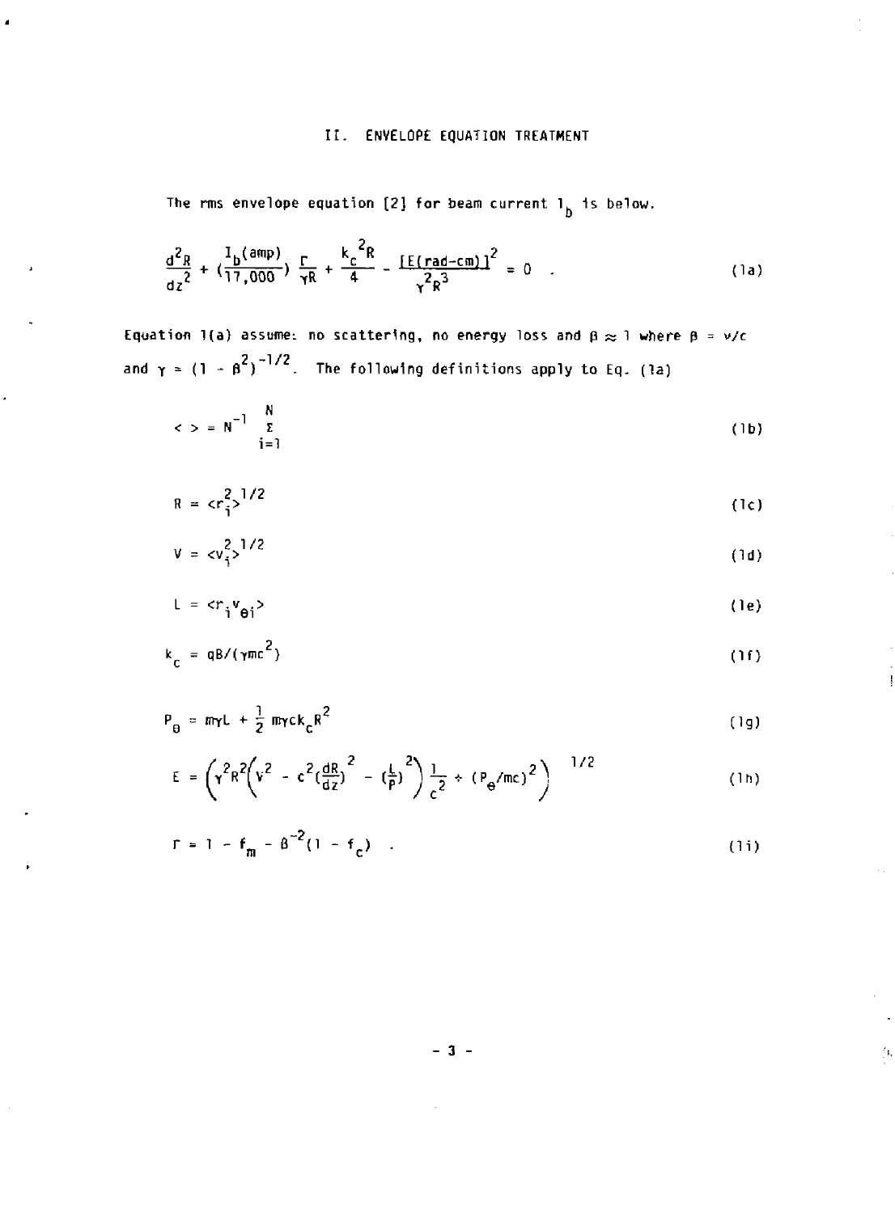## II. ENVELOPE EQUATION TREATMENT

The rms envelope equation [2] for beam current $I_b$ is below.

$$\frac{d^2R}{dz^2} + \left(\frac{I_b(\text{amp})}{17{,}000}\right)\frac{\Gamma}{\gamma R} + \frac{k_c^{\,2}R}{4} - \frac{[E(\text{rad-cm})]^2}{\gamma^2 R^3} = 0 \quad . \tag{1a}$$

Equation 1(a) assumes no scattering, no energy loss and $\beta \approx 1$ where $\beta = v/c$ and $\gamma = (1 - \beta^2)^{-1/2}$. The following definitions apply to Eq. (1a)

$$< \; > = N^{-1} \sum_{i=1}^{N} \tag{1b}$$

$$R = <r_i^2>^{1/2} \tag{1c}$$

$$V = <v_i^2>^{1/2} \tag{1d}$$

$$L = <r_i v_{\theta i}> \tag{1e}$$

$$k_c = qB/(\gamma mc^2) \tag{1f}$$

$$P_\theta = m\gamma L + \frac{1}{2}\, m\gamma c k_c R^2 \tag{1g}$$

$$E = \left(\gamma^2 R^2 \left(V^2 - c^2\left(\frac{dR}{dz}\right)^2 - \left(\frac{L}{P}\right)^2\right)\frac{1}{c^2} + (P_\theta/mc)^2\right)^{1/2} \tag{1h}$$

$$\Gamma = 1 - f_m - \beta^{-2}(1 - f_c) \quad . \tag{1i}$$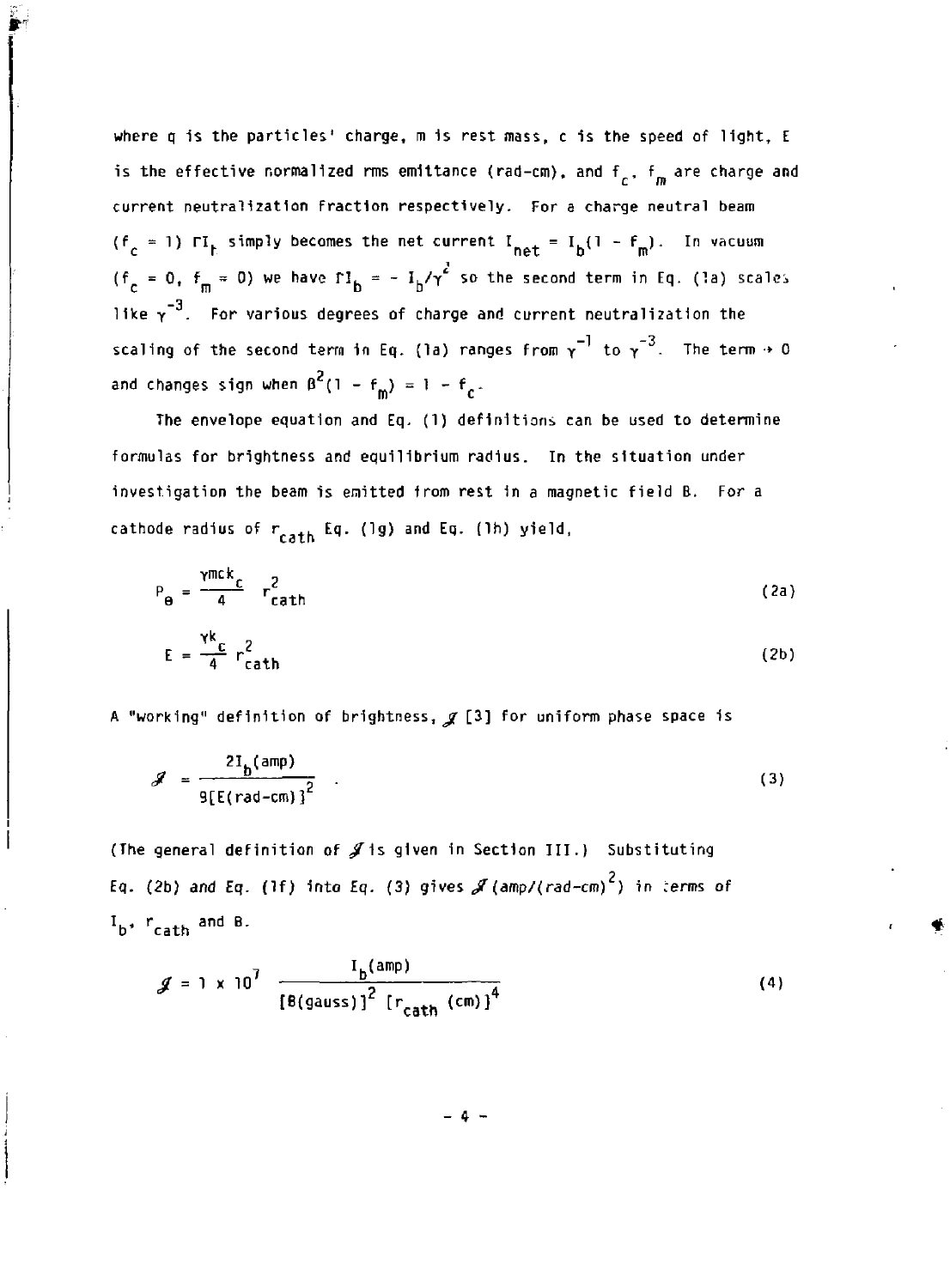where q is the particles' charge, m is rest mass, c is the speed of light, E is the effective normalized rms emittance (rad-cm), and $f_c$, $f_m$ are charge and current neutralization fraction respectively. For a charge neutral beam ($f_c = 1$) $\Gamma I_t$ simply becomes the net current $I_{net} = I_b(1 - f_m)$. In vacuum ($f_c = 0$, $f_m = 0$) we have $\Gamma I_b = - I_b/\gamma^2$ so the second term in Eq. (1a) scales like $\gamma^{-3}$. For various degrees of charge and current neutralization the scaling of the second term in Eq. (1a) ranges from $\gamma^{-1}$ to $\gamma^{-3}$. The term $\rightarrow 0$ and changes sign when $\beta^2(1 - f_m) = 1 - f_c$.

The envelope equation and Eq. (1) definitions can be used to determine formulas for brightness and equilibrium radius. In the situation under investigation the beam is emitted from rest in a magnetic field B. For a cathode radius of $r_{cath}$ Eq. (1g) and Eq. (1h) yield,

$$P_\theta = \frac{\gamma m c k_c}{4} \; r_{cath}^2 \tag{2a}$$

$$E = \frac{\gamma k_c}{4} \; r_{cath}^2 \tag{2b}$$

A "working" definition of brightness, $\mathcal{J}$ [3] for uniform phase space is

$$\mathcal{J} = \frac{2 I_b(\text{amp})}{9[E(\text{rad-cm})]^2} \quad . \tag{3}$$

(The general definition of $\mathcal{J}$ is given in Section III.) Substituting Eq. (2b) and Eq. (1f) into Eq. (3) gives $\mathcal{J}(\text{amp}/(\text{rad-cm})^2)$ in terms of $I_b$, $r_{cath}$ and B.

$$\mathcal{J} = 1 \times 10^7 \; \frac{I_b(\text{amp})}{[B(\text{gauss})]^2 \; [r_{cath} \; (\text{cm})]^4} \tag{4}$$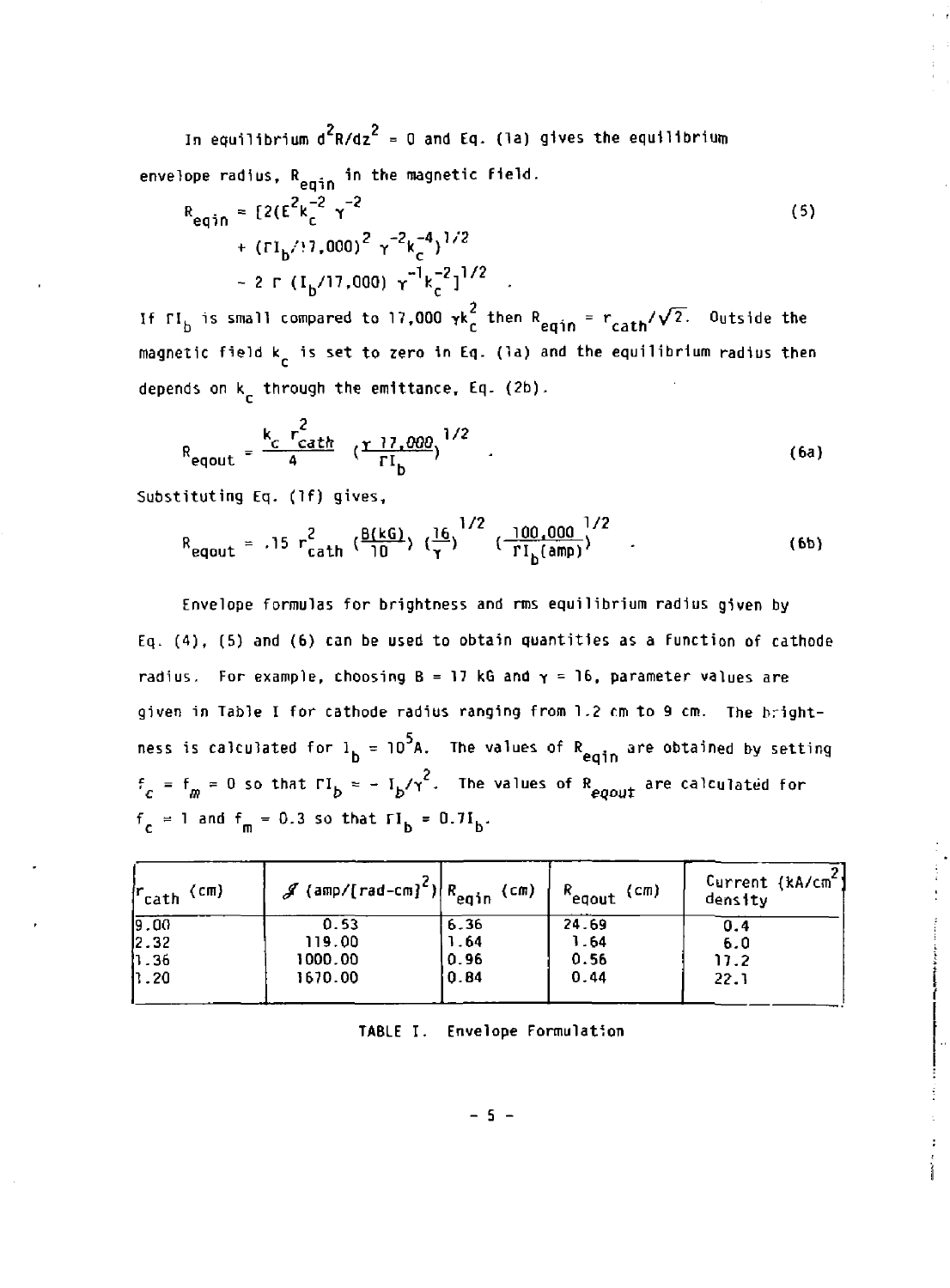In equilibrium $d^2R/dz^2 = 0$ and Eq. (1a) gives the equilibrium envelope radius, $R_{eqin}$ in the magnetic field.

$$
\begin{aligned}
R_{eqin} = [2(E^2 k_c^{-2} \gamma^{-2} \\
+ (\Gamma I_b/17{,}000)^2 \gamma^{-2} k_c^{-4})^{1/2} \\
- 2 \Gamma (I_b/17{,}000) \gamma^{-1} k_c^{-2}]^{1/2} \quad .
\end{aligned}
\tag{5}
$$

If $\Gamma I_b$ is small compared to $17{,}000\ \gamma k_c^2$ then $R_{eqin} = r_{cath}/\sqrt{2}$. Outside the magnetic field $k_c$ is set to zero in Eq. (1a) and the equilibrium radius then depends on $k_c$ through the emittance, Eq. (2b).

$$
R_{eqout} = \frac{k_c\ r_{cath}^2}{4} \left(\frac{\gamma\ 17{,}000}{\Gamma I_b}\right)^{1/2} \quad . \tag{6a}
$$

Substituting Eq. (1f) gives,

$$
R_{eqout} = .15\ r_{cath}^2 \left(\frac{B(kG)}{10}\right) \left(\frac{16}{\gamma}\right)^{1/2} \left(\frac{100{,}000}{\Gamma I_b(amp)}\right)^{1/2} \quad . \tag{6b}
$$

Envelope formulas for brightness and rms equilibrium radius given by Eq. (4), (5) and (6) can be used to obtain quantities as a function of cathode radius. For example, choosing B = 17 kG and $\gamma = 16$, parameter values are given in Table I for cathode radius ranging from 1.2 cm to 9 cm. The brightness is calculated for $I_b = 10^5$A. The values of $R_{eqin}$ are obtained by setting $f_c = f_m = 0$ so that $\Gamma I_b = - I_b/\gamma^2$. The values of $R_{eqout}$ are calculated for $f_c = 1$ and $f_m = 0.3$ so that $\Gamma I_b = 0.7 I_b$.

| $r_{cath}$ (cm) | $\mathcal{J}$ (amp/[rad-cm]$^2$) | $R_{eqin}$ (cm) | $R_{eqout}$ (cm) | Current (kA/cm$^2$) density |
|---|---|---|---|---|
| 9.00 | 0.53 | 6.36 | 24.69 | 0.4 |
| 2.32 | 119.00 | 1.64 | 1.64 | 6.0 |
| 1.36 | 1000.00 | 0.96 | 0.56 | 17.2 |
| 1.20 | 1670.00 | 0.84 | 0.44 | 22.1 |

TABLE I. Envelope Formulation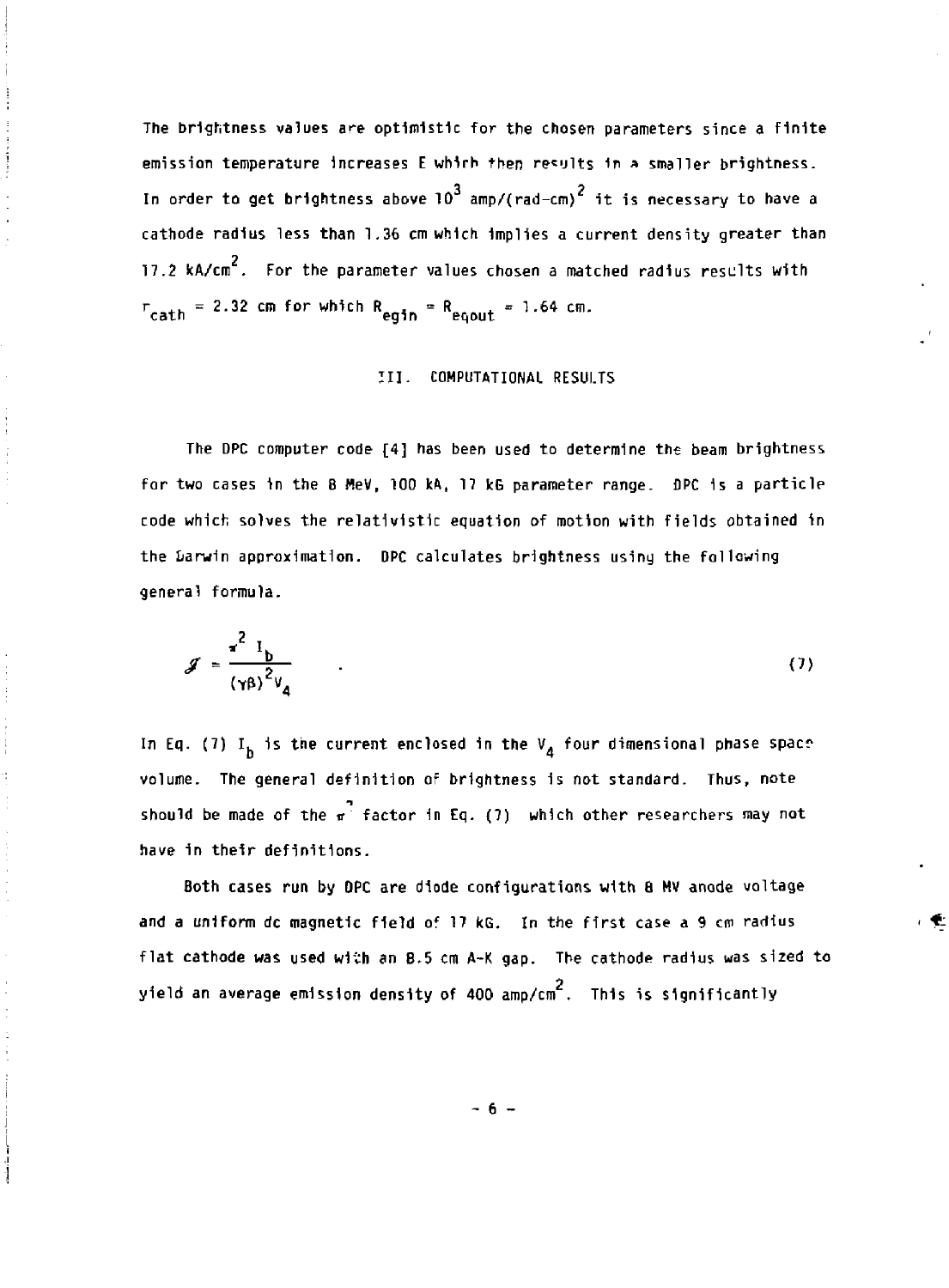The brightness values are optimistic for the chosen parameters since a finite emission temperature increases E which then results in a smaller brightness. In order to get brightness above $10^3$ amp/(rad-cm)$^2$ it is necessary to have a cathode radius less than 1.36 cm which implies a current density greater than 17.2 kA/cm$^2$. For the parameter values chosen a matched radius results with $r_{cath} = 2.32$ cm for which $R_{eqin} = R_{eqout} = 1.64$ cm.

## III. COMPUTATIONAL RESULTS

The DPC computer code [4] has been used to determine the beam brightness for two cases in the 8 MeV, 100 kA, 17 kG parameter range. DPC is a particle code which solves the relativistic equation of motion with fields obtained in the Darwin approximation. DPC calculates brightness using the following general formula.

$$\mathcal{J} = \frac{\pi^2 I_b}{(\gamma\beta)^2 V_4} \quad . \tag{7}$$

In Eq. (7) $I_b$ is the current enclosed in the $V_4$ four dimensional phase space volume. The general definition of brightness is not standard. Thus, note should be made of the $\pi^2$ factor in Eq. (7) which other researchers may not have in their definitions.

Both cases run by DPC are diode configurations with 8 MV anode voltage and a uniform dc magnetic field of 17 kG. In the first case a 9 cm radius flat cathode was used with an 8.5 cm A-K gap. The cathode radius was sized to yield an average emission density of 400 amp/cm$^2$. This is significantly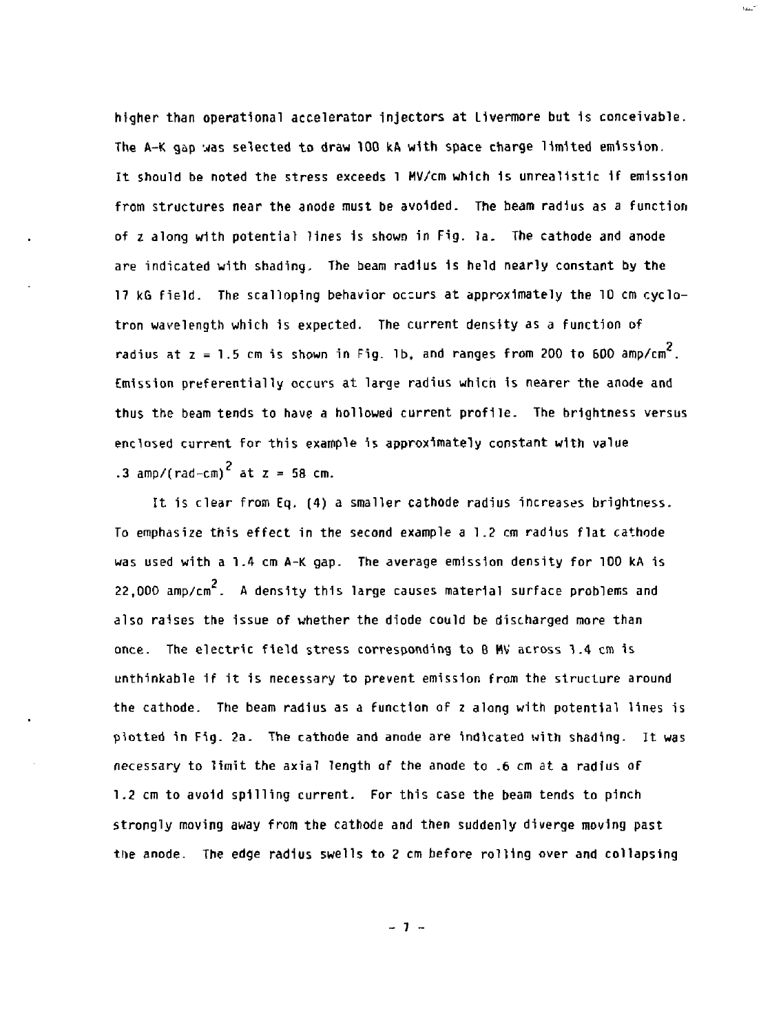higher than operational accelerator injectors at Livermore but is conceivable. The A-K gap was selected to draw 100 kA with space charge limited emission. It should be noted the stress exceeds 1 MV/cm which is unrealistic if emission from structures near the anode must be avoided. The beam radius as a function of z along with potential lines is shown in Fig. 1a. The cathode and anode are indicated with shading. The beam radius is held nearly constant by the 17 kG field. The scalloping behavior occurs at approximately the 10 cm cyclotron wavelength which is expected. The current density as a function of radius at z = 1.5 cm is shown in Fig. 1b, and ranges from 200 to 600 amp/cm$^2$. Emission preferentially occurs at large radius which is nearer the anode and thus the beam tends to have a hollowed current profile. The brightness versus enclosed current for this example is approximately constant with value .3 amp/(rad-cm)$^2$ at z = 58 cm.

It is clear from Eq. (4) a smaller cathode radius increases brightness. To emphasize this effect in the second example a 1.2 cm radius flat cathode was used with a 1.4 cm A-K gap. The average emission density for 100 kA is 22,000 amp/cm$^2$. A density this large causes material surface problems and also raises the issue of whether the diode could be discharged more than once. The electric field stress corresponding to 8 MV across 1.4 cm is unthinkable if it is necessary to prevent emission from the structure around the cathode. The beam radius as a function of z along with potential lines is plotted in Fig. 2a. The cathode and anode are indicated with shading. It was necessary to limit the axial length of the anode to .6 cm at a radius of 1.2 cm to avoid spilling current. For this case the beam tends to pinch strongly moving away from the cathode and then suddenly diverge moving past the anode. The edge radius swells to 2 cm before rolling over and collapsing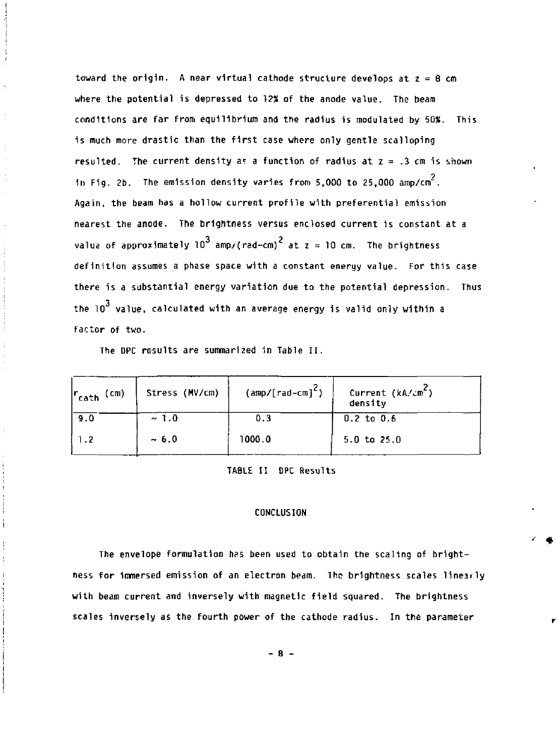toward the origin. A near virtual cathode structure develops at $z = 8$ cm where the potential is depressed to 12% of the anode value. The beam conditions are far from equilibrium and the radius is modulated by 50%. This is much more drastic than the first case where only gentle scalloping resulted. The current density as a function of radius at $z = .3$ cm is shown in Fig. 2b. The emission density varies from 5,000 to 25,000 amp/cm$^2$. Again, the beam has a hollow current profile with preferential emission nearest the anode. The brightness versus enclosed current is constant at a value of approximately $10^3$ amp/(rad-cm)$^2$ at $z = 10$ cm. The brightness definition assumes a phase space with a constant energy value. For this case there is a substantial energy variation due to the potential depression. Thus the $10^3$ value, calculated with an average energy is valid only within a factor of two.

The DPC results are summarized in Table II.

| $r_{cath}$ (cm) | Stress (MV/cm) | (amp/[rad-cm]$^2$) | Current (kA/cm$^2$) density |
|---|---|---|---|
| 9.0 | ~ 1.0 | 0.3 | 0.2 to 0.6 |
| 1.2 | ~ 6.0 | 1000.0 | 5.0 to 25.0 |

TABLE II DPC Results

## CONCLUSION

The envelope formulation has been used to obtain the scaling of brightness for immersed emission of an electron beam. The brightness scales linearly with beam current and inversely with magnetic field squared. The brightness scales inversely as the fourth power of the cathode radius. In the parameter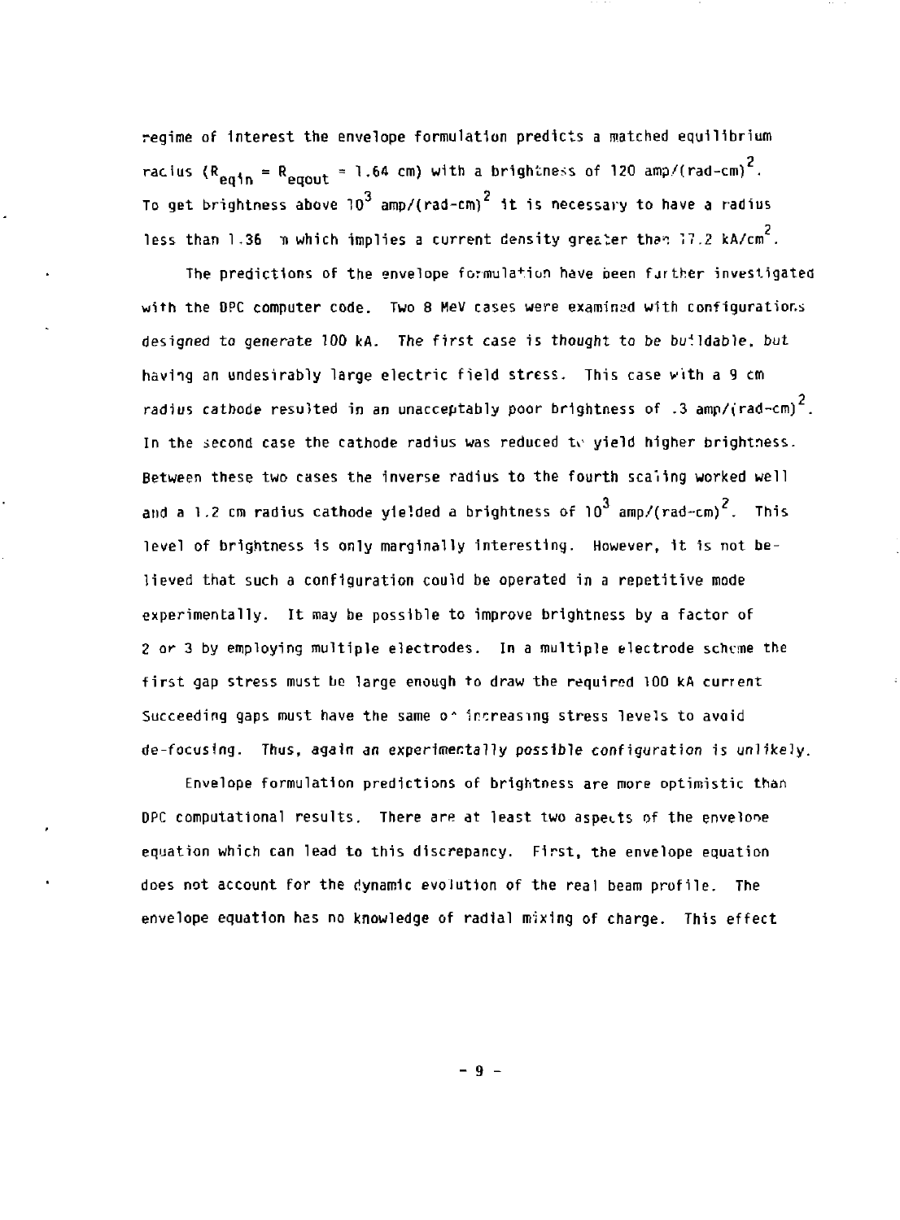regime of interest the envelope formulation predicts a matched equilibrium radius ($R_{eqin} = R_{eqout} = 1.64$ cm) with a brightness of 120 amp/(rad-cm)$^2$. To get brightness above $10^3$ amp/(rad-cm)$^2$ it is necessary to have a radius less than 1.36 m which implies a current density greater than 17.2 kA/cm$^2$.

The predictions of the envelope formulation have been further investigated with the DPC computer code. Two 8 MeV cases were examined with configurations designed to generate 100 kA. The first case is thought to be buildable, but having an undesirably large electric field stress. This case with a 9 cm radius cathode resulted in an unacceptably poor brightness of .3 amp/(rad-cm)$^2$. In the second case the cathode radius was reduced to yield higher brightness. Between these two cases the inverse radius to the fourth scaling worked well and a 1.2 cm radius cathode yielded a brightness of $10^3$ amp/(rad-cm)$^2$. This level of brightness is only marginally interesting. However, it is not believed that such a configuration could be operated in a repetitive mode experimentally. It may be possible to improve brightness by a factor of 2 or 3 by employing multiple electrodes. In a multiple electrode scheme the first gap stress must be large enough to draw the required 100 kA current Succeeding gaps must have the same or increasing stress levels to avoid de-focusing. Thus, again an experimentally possible configuration is unlikely.

Envelope formulation predictions of brightness are more optimistic than DPC computational results. There are at least two aspects of the envelope equation which can lead to this discrepancy. First, the envelope equation does not account for the dynamic evolution of the real beam profile. The envelope equation has no knowledge of radial mixing of charge. This effect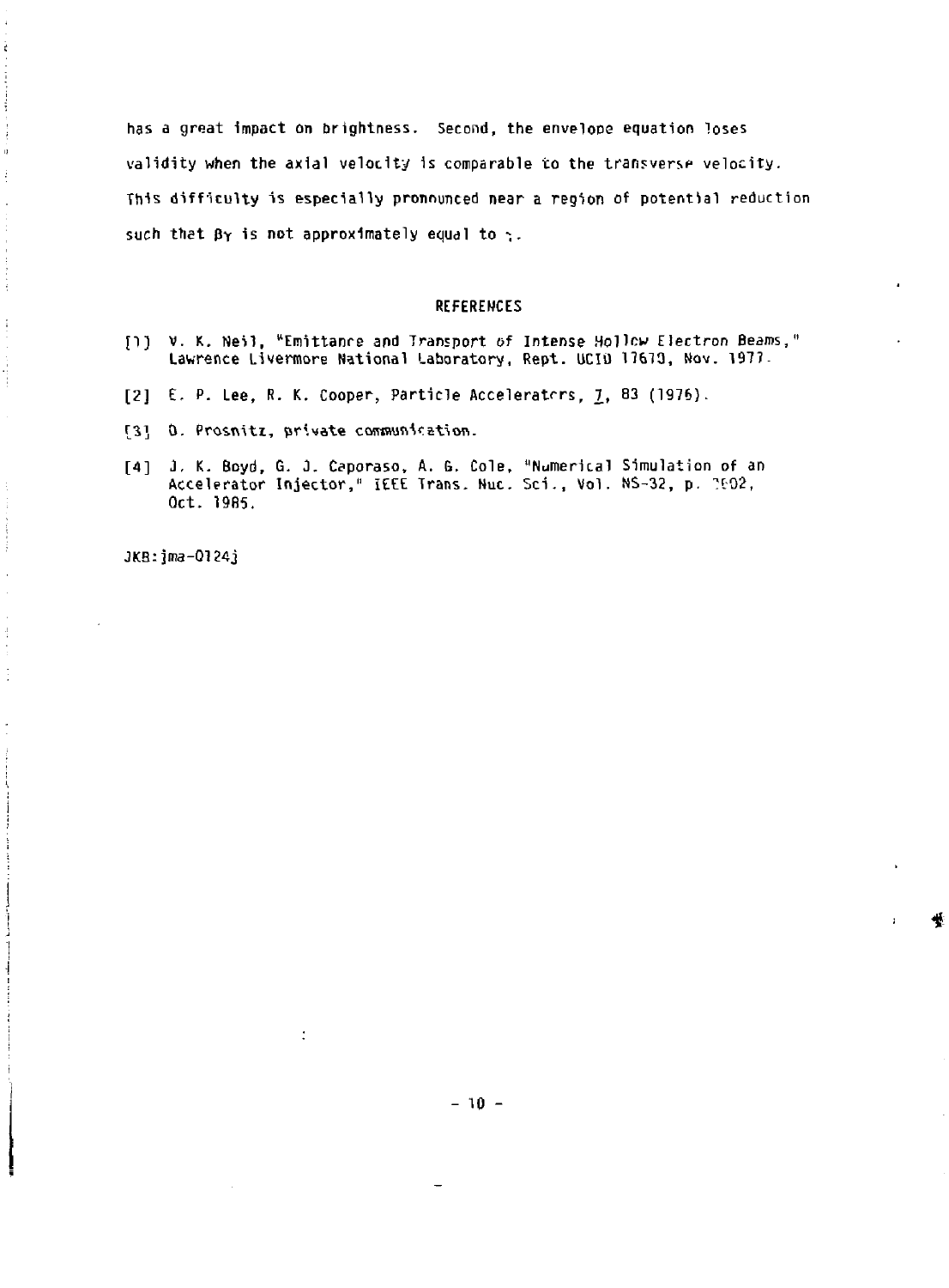has a great impact on brightness. Second, the envelope equation loses validity when the axial velocity is comparable to the transverse velocity. This difficulty is especially pronounced near a region of potential reduction such that $\beta\gamma$ is not approximately equal to $\gamma$.

## REFERENCES

[1] V. K. Neil, "Emittance and Transport of Intense Hollow Electron Beams," Lawrence Livermore National Laboratory, Rept. UCID 17610, Nov. 1977.

[2] E. P. Lee, R. K. Cooper, Particle Accelerators, 7, 83 (1976).

[3] D. Prosnitz, private communication.

[4] J. K. Boyd, G. J. Caporaso, A. G. Cole, "Numerical Simulation of an Accelerator Injector," IEEE Trans. Nuc. Sci., Vol. NS-32, p. 2602, Oct. 1985.

JKB:jma-0124j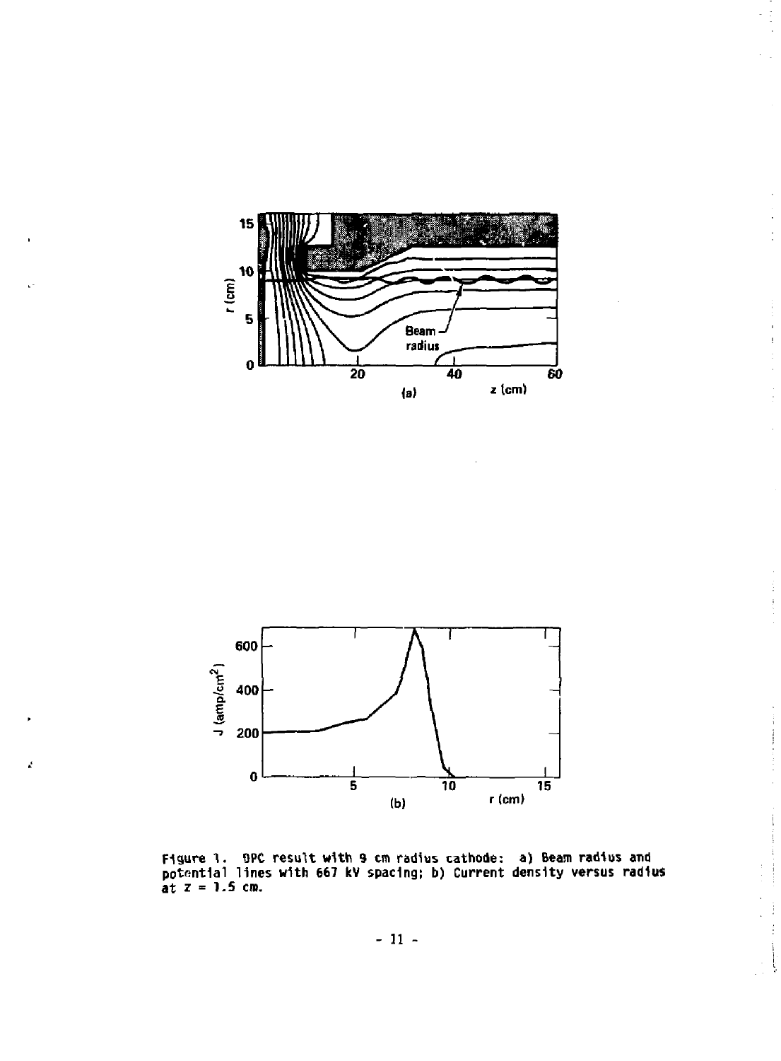Figure 1. DPC result with 9 cm radius cathode: a) Beam radius and potential lines with 667 kV spacing; b) Current density versus radius at z = 1.5 cm.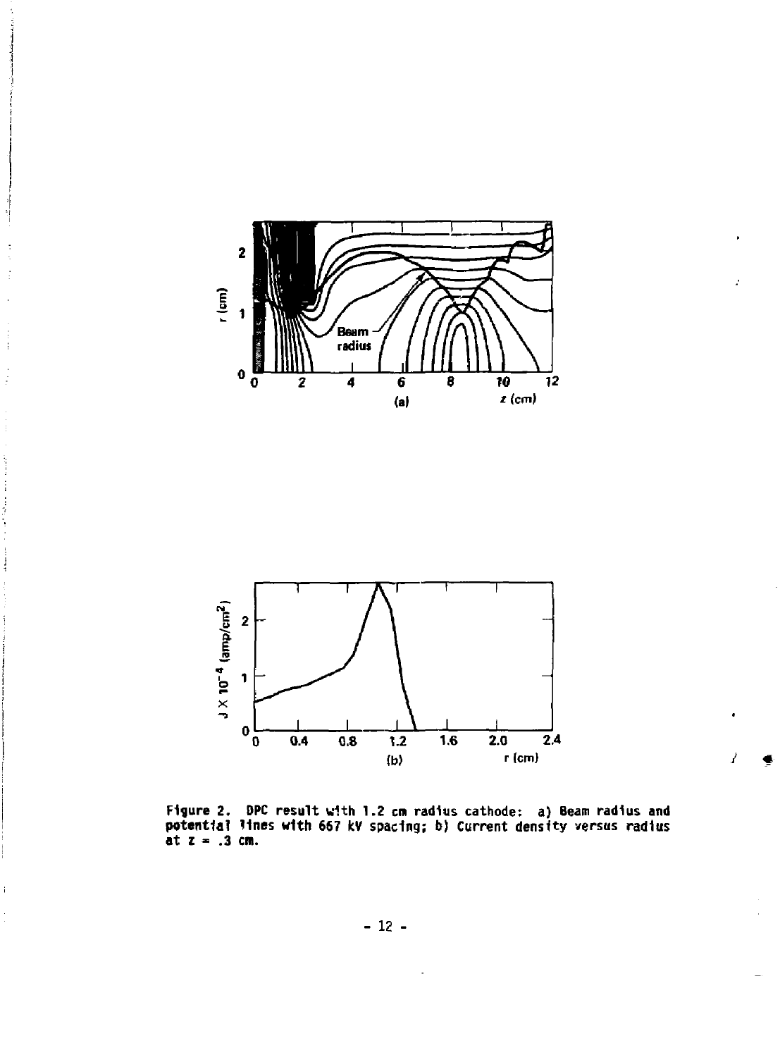2

r (cm)

1

0

0 2 4 6 8 10 12

(a) z (cm)

Beam radius

2

J × 10$^{-4}$ (amp/cm$^2$)

1

0

0 0.4 0.8 1.2 1.6 2.0 2.4

(b) r (cm)

Figure 2. DPC result with 1.2 cm radius cathode: a) Beam radius and potential lines with 667 kV spacing; b) Current density versus radius at z = .3 cm.